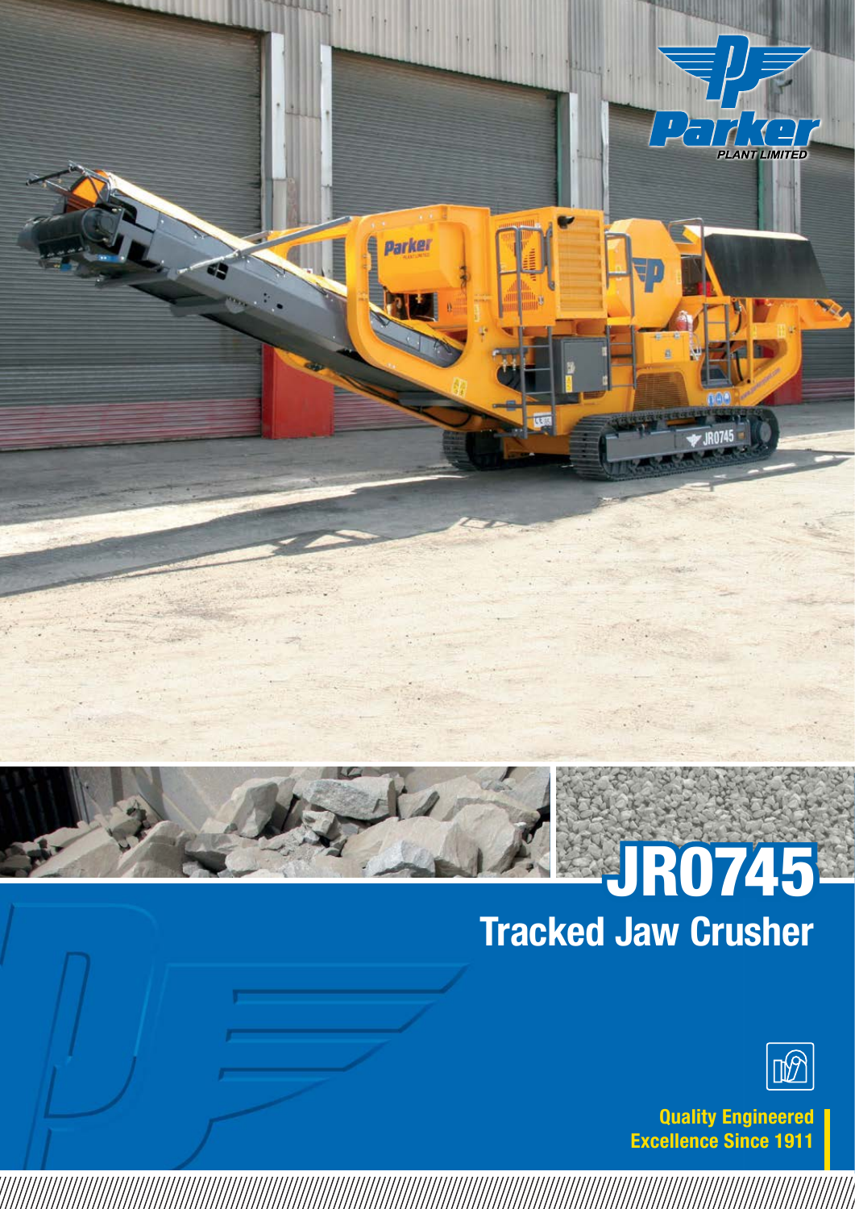Parker PLANT LIMITED

# JR0745

## Tracked Jaw Crusher

**Quality Engineered Excellence Since 1911**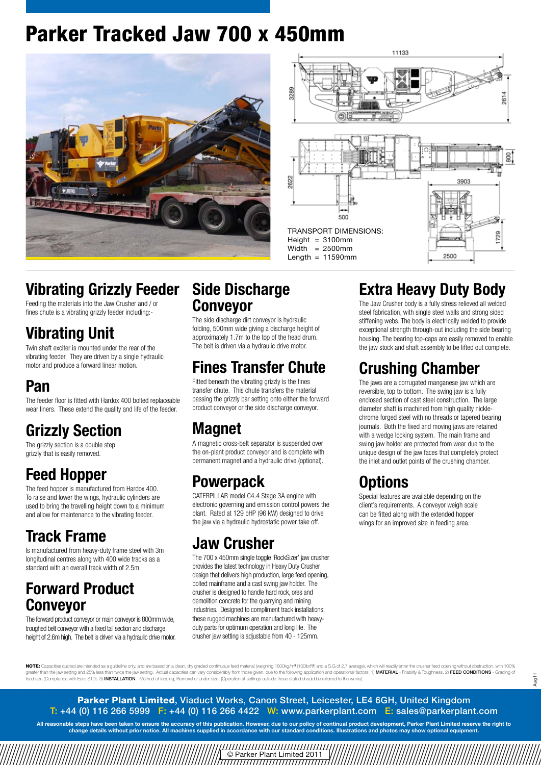# Parker Tracked Jaw 700 x 450mm

11133
3289
2614
2622
800
3903
500
1729
2500

TRANSPORT DIMENSIONS:
Height = 3100mm
Width = 2500mm
Length = 11590mm

## Vibrating Grizzly Feeder

Feeding the materials into the Jaw Crusher and / or fines chute is a vibrating grizzly feeder including:-

## Vibrating Unit

Twin shaft exciter is mounted under the rear of the vibrating feeder. They are driven by a single hydraulic motor and produce a forward linear motion.

## Pan

The feeder floor is fitted with Hardox 400 bolted replaceable wear liners. These extend the quality and life of the feeder.

## Grizzly Section

The grizzly section is a double step grizzly that is easily removed.

## Feed Hopper

The feed hopper is manufactured from Hardox 400. To raise and lower the wings, hydraulic cylinders are used to bring the travelling height down to a minimum and allow for maintenance to the vibrating feeder.

## Track Frame

Is manufactured from heavy-duty frame steel with 3m longitudinal centres along with 400 wide tracks as a standard with an overall track width of 2.5m

## Forward Product Conveyor

The forward product conveyor or main conveyor is 800mm wide, troughed belt conveyor with a fixed tail section and discharge height of 2.6m high. The belt is driven via a hydraulic drive motor.

## Side Discharge Conveyor

The side discharge dirt conveyor is hydraulic folding, 500mm wide giving a discharge height of approximately 1.7m to the top of the head drum. The belt is driven via a hydraulic drive motor.

## Fines Transfer Chute

Fitted beneath the vibrating grizzly is the fines transfer chute. This chute transfers the material passing the grizzly bar setting onto either the forward product conveyor or the side discharge conveyor.

## Magnet

A magnetic cross-belt separator is suspended over the on-plant product conveyor and is complete with permanent magnet and a hydraulic drive (optional).

## Powerpack

CATERPILLAR model C4.4 Stage 3A engine with electronic governing and emission control powers the plant. Rated at 129 bHP (96 kW) designed to drive the jaw via a hydraulic hydrostatic power take off.

## Jaw Crusher

The 700 x 450mm single toggle 'RockSizer' jaw crusher provides the latest technology in Heavy Duty Crusher design that delivers high production, large feed opening, bolted mainframe and a cast swing jaw holder. The crusher is designed to handle hard rock, ores and demolition concrete for the quarrying and mining industries. Designed to compliment track installations, these rugged machines are manufactured with heavy-duty parts for optimum operation and long life. The crusher jaw setting is adjustable from 40 - 125mm.

## Extra Heavy Duty Body

The Jaw Crusher body is a fully stress relieved all welded steel fabrication, with single steel walls and strong sided stiffening webs. The body is electrically welded to provide exceptional strength through-out including the side bearing housing. The bearing top-caps are easily removed to enable the jaw stock and shaft assembly to be lifted out complete.

## Crushing Chamber

The jaws are a corrugated manganese jaw which are reversible, top to bottom. The swing jaw is a fully enclosed section of cast steel construction. The large diameter shaft is machined from high quality nickle-chrome forged steel with no threads or tapered bearing journals. Both the fixed and moving jaws are retained with a wedge locking system. The main frame and swing jaw holder are protected from wear due to the unique design of the jaw faces that completely protect the inlet and outlet points of the crushing chamber.

## Options

Special features are available depending on the client's requirements. A conveyor weigh scale can be fitted along with the extended hopper wings for an improved size in feeding area.

**NOTE:** Capacities quoted are intended as a guideline only, and are based on a clean, dry graded continuous feed material (weighing 1600kg/m³ (100lb/ft³) and a S.G of 2.7 average), which will readily enter the crusher feed opening without obstruction, with 100% greater than the jaw setting and 25% less than twice the jaw setting. Actual capacities can vary considerably from those given, due to the following application and operational factors: 1) **MATERIAL** - Friability & Toughness, 2) **FEED CONDITIONS** - Grading of feed size (Compliance with Euro STD). 3) **INSTALLATION** - Method of feeding, Removal of under size. [Operation at settings outside those stated should be referred to the works].

Aug11

**Parker Plant Limited**, Viaduct Works, Canon Street, Leicester, LE4 6GH, United Kingdom
**T:** +44 (0) 116 266 5999 **F:** +44 (0) 116 266 4422 **W:** www.parkerplant.com **E:** sales@parkerplant.com

**All reasonable steps have been taken to ensure the accuracy of this publication. However, due to our policy of continual product development, Parker Plant Limited reserve the right to change details without prior notice. All machines supplied in accordance with our standard conditions. Illustrations and photos may show optional equipment.**

© Parker Plant Limited 2011